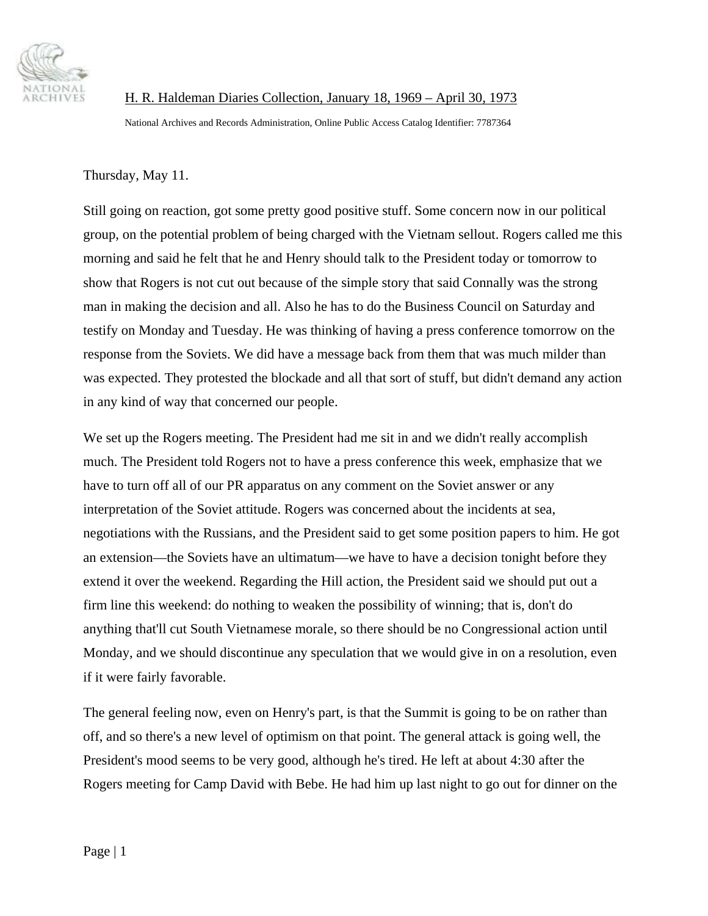H. R. Haldeman Diaries Collection, January 18, 1969 – April 30, 1973

National Archives and Records Administration, Online Public Access Catalog Identifier: 7787364

Thursday, May 11.

Still going on reaction, got some pretty good positive stuff. Some concern now in our political group, on the potential problem of being charged with the Vietnam sellout. Rogers called me this morning and said he felt that he and Henry should talk to the President today or tomorrow to show that Rogers is not cut out because of the simple story that said Connally was the strong man in making the decision and all. Also he has to do the Business Council on Saturday and testify on Monday and Tuesday. He was thinking of having a press conference tomorrow on the response from the Soviets. We did have a message back from them that was much milder than was expected. They protested the blockade and all that sort of stuff, but didn't demand any action in any kind of way that concerned our people.

We set up the Rogers meeting. The President had me sit in and we didn't really accomplish much. The President told Rogers not to have a press conference this week, emphasize that we have to turn off all of our PR apparatus on any comment on the Soviet answer or any interpretation of the Soviet attitude. Rogers was concerned about the incidents at sea, negotiations with the Russians, and the President said to get some position papers to him. He got an extension—the Soviets have an ultimatum—we have to have a decision tonight before they extend it over the weekend. Regarding the Hill action, the President said we should put out a firm line this weekend: do nothing to weaken the possibility of winning; that is, don't do anything that'll cut South Vietnamese morale, so there should be no Congressional action until Monday, and we should discontinue any speculation that we would give in on a resolution, even if it were fairly favorable.

The general feeling now, even on Henry's part, is that the Summit is going to be on rather than off, and so there's a new level of optimism on that point. The general attack is going well, the President's mood seems to be very good, although he's tired. He left at about 4:30 after the Rogers meeting for Camp David with Bebe. He had him up last night to go out for dinner on the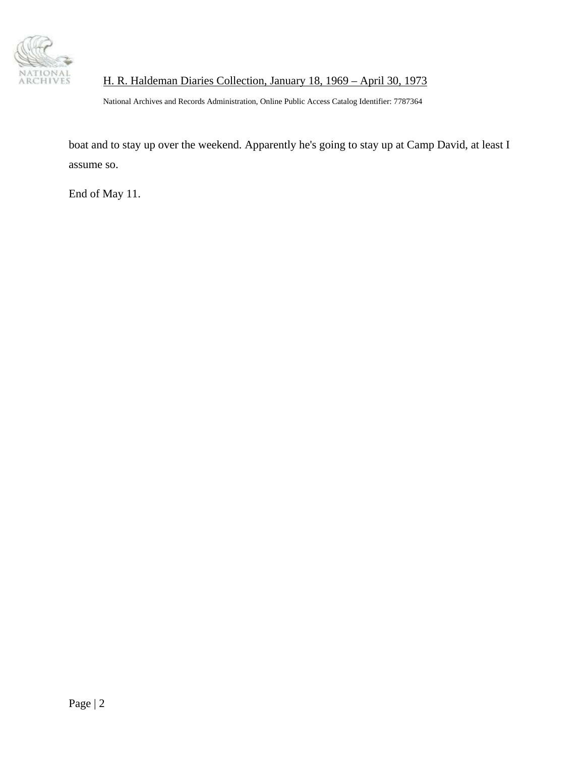boat and to stay up over the weekend. Apparently he's going to stay up at Camp David, at least I assume so.

End of May 11.